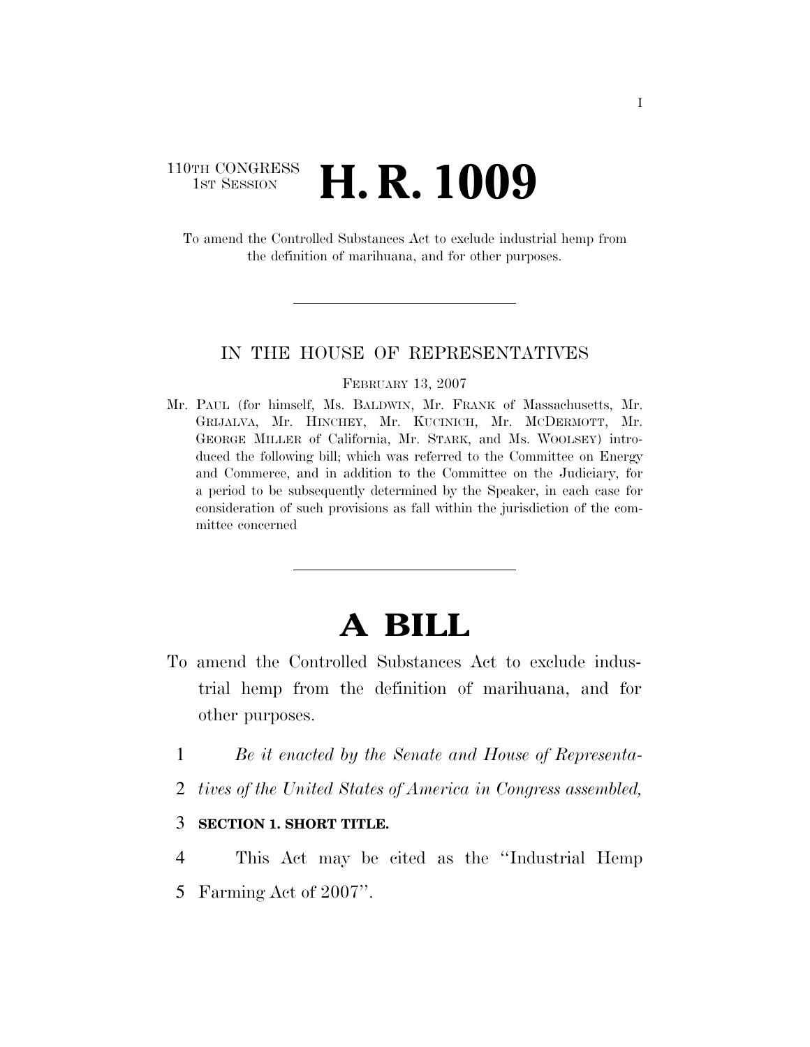110TH CONGRESS
1ST SESSION

# H. R. 1009

To amend the Controlled Substances Act to exclude industrial hemp from the definition of marihuana, and for other purposes.

---

IN THE HOUSE OF REPRESENTATIVES

FEBRUARY 13, 2007

Mr. PAUL (for himself, Ms. BALDWIN, Mr. FRANK of Massachusetts, Mr. GRIJALVA, Mr. HINCHEY, Mr. KUCINICH, Mr. MCDERMOTT, Mr. GEORGE MILLER of California, Mr. STARK, and Ms. WOOLSEY) introduced the following bill; which was referred to the Committee on Energy and Commerce, and in addition to the Committee on the Judiciary, for a period to be subsequently determined by the Speaker, in each case for consideration of such provisions as fall within the jurisdiction of the committee concerned

---

# A BILL

To amend the Controlled Substances Act to exclude industrial hemp from the definition of marihuana, and for other purposes.

1 *Be it enacted by the Senate and House of Representa-*
2 *tives of the United States of America in Congress assembled,*

3 **SECTION 1. SHORT TITLE.**

4 This Act may be cited as the ''Industrial Hemp
5 Farming Act of 2007''.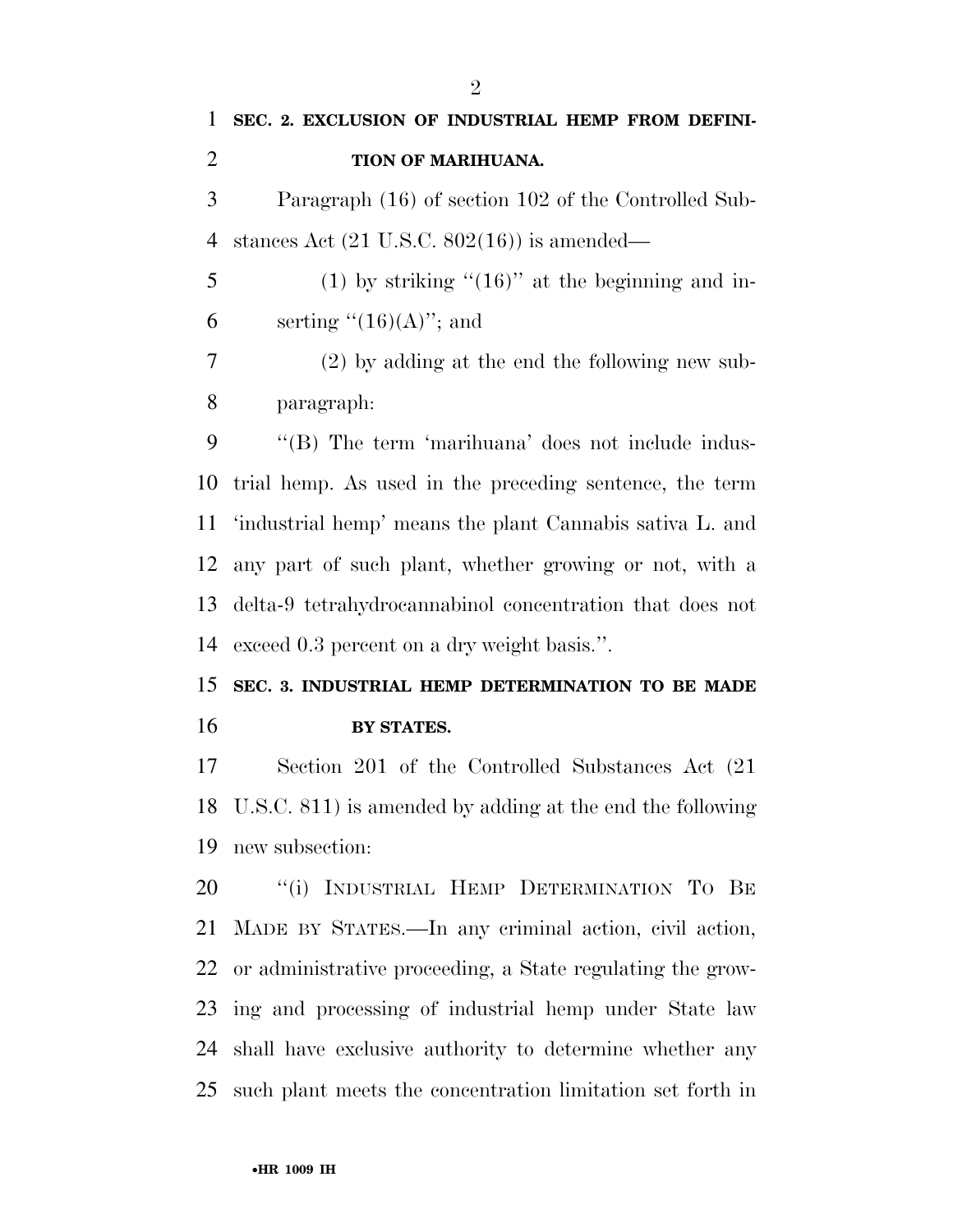**SEC. 2. EXCLUSION OF INDUSTRIAL HEMP FROM DEFINITION OF MARIHUANA.**

Paragraph (16) of section 102 of the Controlled Substances Act (21 U.S.C. 802(16)) is amended—

(1) by striking ''(16)'' at the beginning and inserting ''(16)(A)''; and

(2) by adding at the end the following new subparagraph:

''(B) The term 'marihuana' does not include industrial hemp. As used in the preceding sentence, the term 'industrial hemp' means the plant Cannabis sativa L. and any part of such plant, whether growing or not, with a delta-9 tetrahydrocannabinol concentration that does not exceed 0.3 percent on a dry weight basis.''.

**SEC. 3. INDUSTRIAL HEMP DETERMINATION TO BE MADE BY STATES.**

Section 201 of the Controlled Substances Act (21 U.S.C. 811) is amended by adding at the end the following new subsection:

''(i) INDUSTRIAL HEMP DETERMINATION TO BE MADE BY STATES.—In any criminal action, civil action, or administrative proceeding, a State regulating the growing and processing of industrial hemp under State law shall have exclusive authority to determine whether any such plant meets the concentration limitation set forth in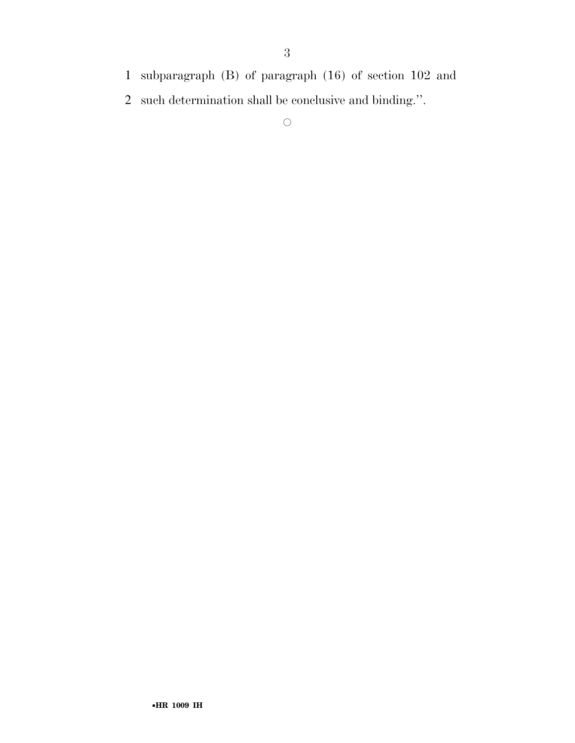subparagraph (B) of paragraph (16) of section 102 and such determination shall be conclusive and binding.''.